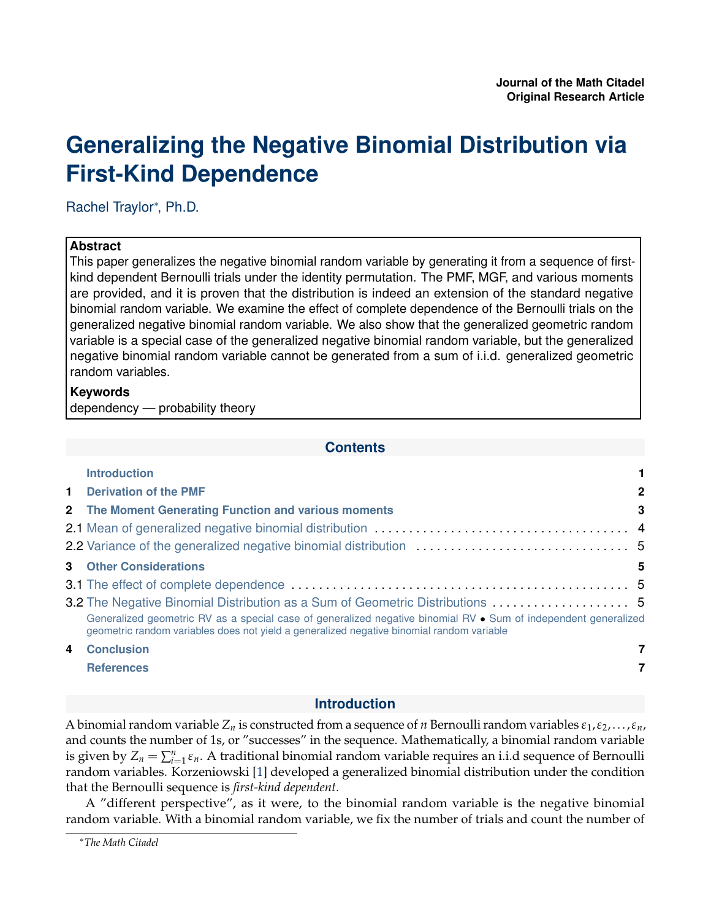Journal of the Math Citadel
Original Research Article

# Generalizing the Negative Binomial Distribution via First-Kind Dependence

Rachel Traylor[*], Ph.D.

**Abstract**

This paper generalizes the negative binomial random variable by generating it from a sequence of first-kind dependent Bernoulli trials under the identity permutation. The PMF, MGF, and various moments are provided, and it is proven that the distribution is indeed an extension of the standard negative binomial random variable. We examine the effect of complete dependence of the Bernoulli trials on the generalized negative binomial random variable. We also show that the generalized geometric random variable is a special case of the generalized negative binomial random variable, but the generalized negative binomial random variable cannot be generated from a sum of i.i.d. generalized geometric random variables.

**Keywords**

dependency — probability theory

## Contents

- Introduction — 1
- 1 Derivation of the PMF — 2
- 2 The Moment Generating Function and various moments — 3
  - 2.1 Mean of generalized negative binomial distribution — 4
  - 2.2 Variance of the generalized negative binomial distribution — 5
- 3 Other Considerations — 5
  - 3.1 The effect of complete dependence — 5
  - 3.2 The Negative Binomial Distribution as a Sum of Geometric Distributions — 5
    - Generalized geometric RV as a special case of generalized negative binomial RV • Sum of independent generalized geometric random variables does not yield a generalized negative binomial random variable
- 4 Conclusion — 7
- References — 7

## Introduction

A binomial random variable $Z_n$ is constructed from a sequence of $n$ Bernoulli random variables $\epsilon_1, \epsilon_2, \ldots, \epsilon_n$, and counts the number of 1s, or "successes" in the sequence. Mathematically, a binomial random variable is given by $Z_n = \sum_{i=1}^{n} \epsilon_n$. A traditional binomial random variable requires an i.i.d sequence of Bernoulli random variables. Korzeniowski [1] developed a generalized binomial distribution under the condition that the Bernoulli sequence is *first-kind dependent*.

A "different perspective", as it were, to the binomial random variable is the negative binomial random variable. With a binomial random variable, we fix the number of trials and count the number of

[*] *The Math Citadel*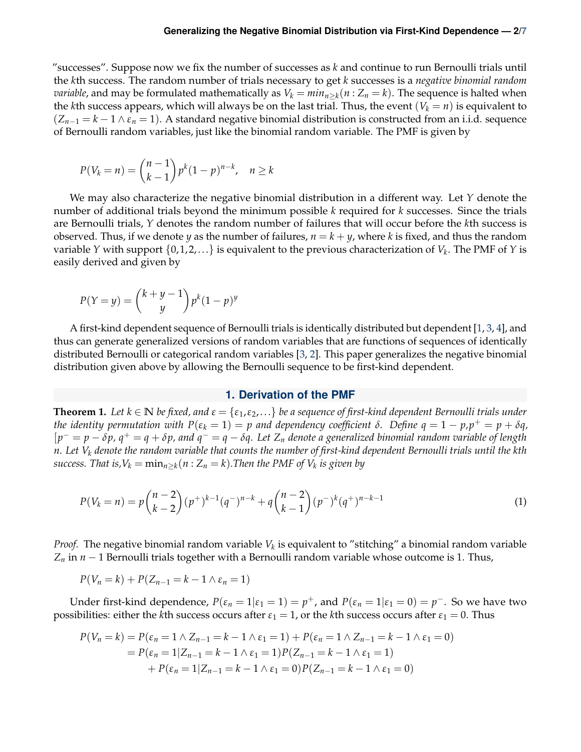"successes". Suppose now we fix the number of successes as $k$ and continue to run Bernoulli trials until the $k$th success. The random number of trials necessary to get $k$ successes is a *negative binomial random variable*, and may be formulated mathematically as $V_k = min_{n\geq k}(n : Z_n = k)$. The sequence is halted when the $k$th success appears, which will always be on the last trial. Thus, the event $(V_k = n)$ is equivalent to $(Z_{n-1} = k-1 \wedge \varepsilon_n = 1)$. A standard negative binomial distribution is constructed from an i.i.d. sequence of Bernoulli random variables, just like the binomial random variable. The PMF is given by

$$P(V_k = n) = \binom{n-1}{k-1} p^k (1-p)^{n-k}, \quad n \geq k$$

We may also characterize the negative binomial distribution in a different way. Let $Y$ denote the number of additional trials beyond the minimum possible $k$ required for $k$ successes. Since the trials are Bernoulli trials, $Y$ denotes the random number of failures that will occur before the $k$th success is observed. Thus, if we denote $y$ as the number of failures, $n = k + y$, where $k$ is fixed, and thus the random variable $Y$ with support $\{0, 1, 2, \ldots\}$ is equivalent to the previous characterization of $V_k$. The PMF of $Y$ is easily derived and given by

$$P(Y = y) = \binom{k+y-1}{y} p^k (1-p)^y$$

A first-kind dependent sequence of Bernoulli trials is identically distributed but dependent [1, 3, 4], and thus can generate generalized versions of random variables that are functions of sequences of identically distributed Bernoulli or categorical random variables [3, 2]. This paper generalizes the negative binomial distribution given above by allowing the Bernoulli sequence to be first-kind dependent.

## 1. Derivation of the PMF

**Theorem 1.** *Let $k \in \mathbb{N}$ be fixed, and $\varepsilon = \{\varepsilon_1, \varepsilon_2, \ldots\}$ be a sequence of first-kind dependent Bernoulli trials under the identity permutation with $P(\varepsilon_k = 1) = p$ and dependency coefficient $\delta$. Define $q = 1-p$, $p^+ = p + \delta q$, [$p^- = p - \delta p$, $q^+ = q + \delta p$, and $q^- = q - \delta q$. Let $Z_n$ denote a generalized binomial random variable of length $n$. Let $V_k$ denote the random variable that counts the number of first-kind dependent Bernoulli trials until the kth success. That is, $V_k = \min_{n\geq k}(n : Z_n = k)$. Then the PMF of $V_k$ is given by*

$$P(V_k = n) = p\binom{n-2}{k-2}(p^+)^{k-1}(q^-)^{n-k} + q\binom{n-2}{k-1}(p^-)^k(q^+)^{n-k-1} \tag{1}$$

*Proof.* The negative binomial random variable $V_k$ is equivalent to "stitching" a binomial random variable $Z_n$ in $n-1$ Bernoulli trials together with a Bernoulli random variable whose outcome is 1. Thus,

$$P(V_n = k) + P(Z_{n-1} = k-1 \wedge \varepsilon_n = 1)$$

Under first-kind dependence, $P(\varepsilon_n = 1|\varepsilon_1 = 1) = p^+$, and $P(\varepsilon_n = 1|\varepsilon_1 = 0) = p^-$. So we have two possibilities: either the $k$th success occurs after $\varepsilon_1 = 1$, or the $k$th success occurs after $\varepsilon_1 = 0$. Thus

$$\begin{aligned}
P(V_n = k) &= P(\varepsilon_n = 1 \wedge Z_{n-1} = k-1 \wedge \varepsilon_1 = 1) + P(\varepsilon_n = 1 \wedge Z_{n-1} = k-1 \wedge \varepsilon_1 = 0) \\
&= P(\varepsilon_n = 1|Z_{n-1} = k-1 \wedge \varepsilon_1 = 1)P(Z_{n-1} = k-1 \wedge \varepsilon_1 = 1) \\
&\quad + P(\varepsilon_n = 1|Z_{n-1} = k-1 \wedge \varepsilon_1 = 0)P(Z_{n-1} = k-1 \wedge \varepsilon_1 = 0)
\end{aligned}$$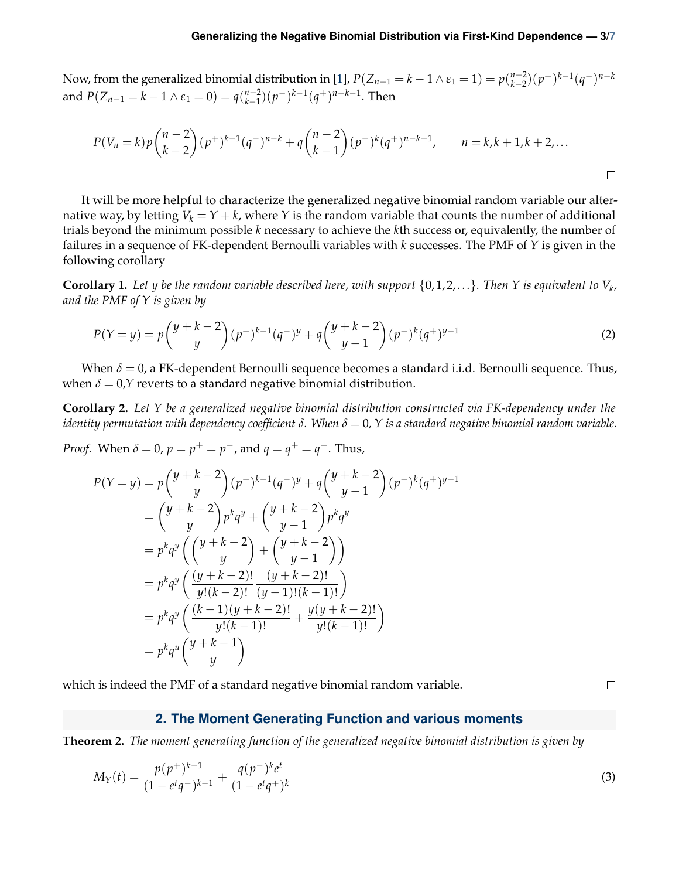Now, from the generalized binomial distribution in [1], $P(Z_{n-1} = k-1 \wedge \varepsilon_1 = 1) = p\binom{n-2}{k-2}(p^+)^{k-1}(q^-)^{n-k}$ and $P(Z_{n-1} = k-1 \wedge \varepsilon_1 = 0) = q\binom{n-2}{k-1}(p^-)^{k-1}(q^+)^{n-k-1}$. Then

$$P(V_n = k)p\binom{n-2}{k-2}(p^+)^{k-1}(q^-)^{n-k} + q\binom{n-2}{k-1}(p^-)^{k}(q^+)^{n-k-1}, \qquad n = k, k+1, k+2, \ldots$$

□

It will be more helpful to characterize the generalized negative binomial random variable our alternative way, by letting $V_k = Y + k$, where $Y$ is the random variable that counts the number of additional trials beyond the minimum possible $k$ necessary to achieve the $k$th success or, equivalently, the number of failures in a sequence of FK-dependent Bernoulli variables with $k$ successes. The PMF of $Y$ is given in the following corollary

**Corollary 1.** *Let $y$ be the random variable described here, with support $\{0, 1, 2, \ldots\}$. Then $Y$ is equivalent to $V_k$, and the PMF of $Y$ is given by*

$$P(Y = y) = p\binom{y+k-2}{y}(p^+)^{k-1}(q^-)^{y} + q\binom{y+k-2}{y-1}(p^-)^{k}(q^+)^{y-1} \tag{2}$$

When $\delta = 0$, a FK-dependent Bernoulli sequence becomes a standard i.i.d. Bernoulli sequence. Thus, when $\delta = 0$,$Y$ reverts to a standard negative binomial distribution.

**Corollary 2.** *Let $Y$ be a generalized negative binomial distribution constructed via FK-dependency under the identity permutation with dependency coefficient $\delta$. When $\delta = 0$, $Y$ is a standard negative binomial random variable.*

*Proof.* When $\delta = 0$, $p = p^+ = p^-$, and $q = q^+ = q^-$. Thus,

$$\begin{aligned}
P(Y = y) &= p\binom{y+k-2}{y}(p^+)^{k-1}(q^-)^{y} + q\binom{y+k-2}{y-1}(p^-)^{k}(q^+)^{y-1} \\
&= \binom{y+k-2}{y}p^k q^y + \binom{y+k-2}{y-1}p^k q^y \\
&= p^k q^y \left(\binom{y+k-2}{y} + \binom{y+k-2}{y-1}\right) \\
&= p^k q^y \left(\frac{(y+k-2)!}{y!(k-2)!}\,\frac{(y+k-2)!}{(y-1)!(k-1)!}\right) \\
&= p^k q^y \left(\frac{(k-1)(y+k-2)!}{y!(k-1)!} + \frac{y(y+k-2)!}{y!(k-1)!}\right) \\
&= p^k q^u \binom{y+k-1}{y}
\end{aligned}$$

which is indeed the PMF of a standard negative binomial random variable. □

## 2. The Moment Generating Function and various moments

**Theorem 2.** *The moment generating function of the generalized negative binomial distribution is given by*

$$M_Y(t) = \frac{p(p^+)^{k-1}}{(1 - e^t q^-)^{k-1}} + \frac{q(p^-)^k e^t}{(1 - e^t q^+)^k} \tag{3}$$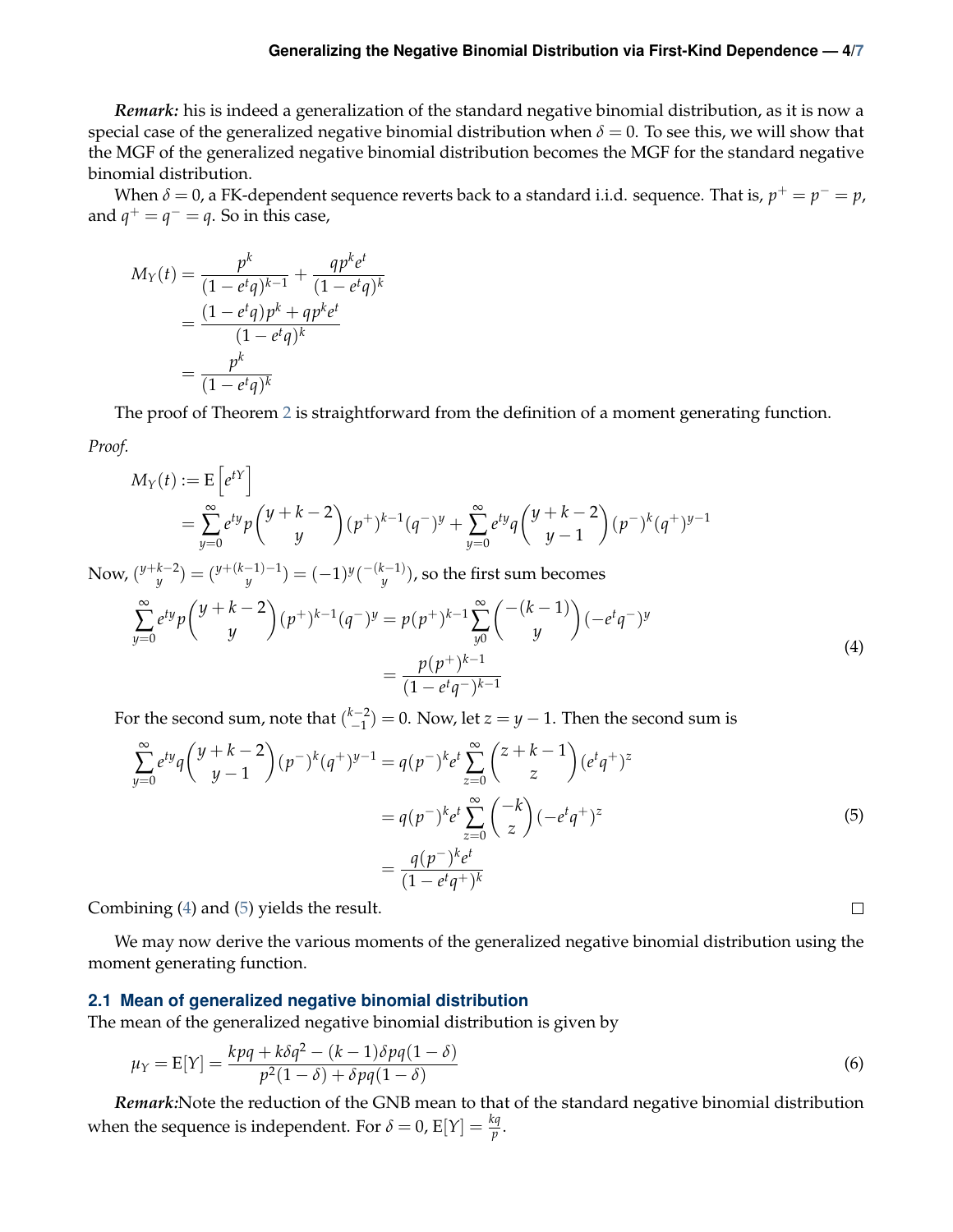***Remark:*** his is indeed a generalization of the standard negative binomial distribution, as it is now a special case of the generalized negative binomial distribution when $\delta = 0$. To see this, we will show that the MGF of the generalized negative binomial distribution becomes the MGF for the standard negative binomial distribution.

When $\delta = 0$, a FK-dependent sequence reverts back to a standard i.i.d. sequence. That is, $p^+ = p^- = p$, and $q^+ = q^- = q$. So in this case,

$$
\begin{aligned}
M_Y(t) &= \frac{p^k}{(1-e^t q)^{k-1}} + \frac{qp^k e^t}{(1-e^t q)^k} \\
&= \frac{(1-e^t q)p^k + qp^k e^t}{(1-e^t q)^k} \\
&= \frac{p^k}{(1-e^t q)^k}
\end{aligned}
$$

The proof of Theorem 2 is straightforward from the definition of a moment generating function.

*Proof.*

$$
\begin{aligned}
M_Y(t) &:= \mathrm{E}\left[e^{tY}\right] \\
&= \sum_{y=0}^{\infty} e^{ty} p \binom{y+k-2}{y} (p^+)^{k-1}(q^-)^y + \sum_{y=0}^{\infty} e^{ty} q \binom{y+k-2}{y-1} (p^-)^k (q^+)^{y-1}
\end{aligned}
$$

Now, $\binom{y+k-2}{y} = \binom{y+(k-1)-1}{y} = (-1)^y \binom{-(k-1)}{y}$, so the first sum becomes

$$
\begin{aligned}
\sum_{y=0}^{\infty} e^{ty} p \binom{y+k-2}{y} (p^+)^{k-1}(q^-)^y &= p(p^+)^{k-1} \sum_{y0}^{\infty} \binom{-(k-1)}{y} (-e^t q^-)^y \\
&= \frac{p(p^+)^{k-1}}{(1-e^t q^-)^{k-1}}
\end{aligned}
\tag{4}
$$

For the second sum, note that $\binom{k-2}{-1} = 0$. Now, let $z = y - 1$. Then the second sum is

$$
\begin{aligned}
\sum_{y=0}^{\infty} e^{ty} q \binom{y+k-2}{y-1} (p^-)^k (q^+)^{y-1} &= q(p^-)^k e^t \sum_{z=0}^{\infty} \binom{z+k-1}{z} (e^t q^+)^z \\
&= q(p^-)^k e^t \sum_{z=0}^{\infty} \binom{-k}{z} (-e^t q^+)^z \\
&= \frac{q(p^-)^k e^t}{(1-e^t q^+)^k}
\end{aligned}
\tag{5}
$$

Combining (4) and (5) yields the result. □

We may now derive the various moments of the generalized negative binomial distribution using the moment generating function.

## 2.1 Mean of generalized negative binomial distribution

The mean of the generalized negative binomial distribution is given by

$$
\mu_Y = \mathrm{E}[Y] = \frac{kpq + k\delta q^2 - (k-1)\delta pq(1-\delta)}{p^2(1-\delta) + \delta pq(1-\delta)}
\tag{6}
$$

***Remark:*** Note the reduction of the GNB mean to that of the standard negative binomial distribution when the sequence is independent. For $\delta = 0$, $\mathrm{E}[Y] = \frac{kq}{p}$.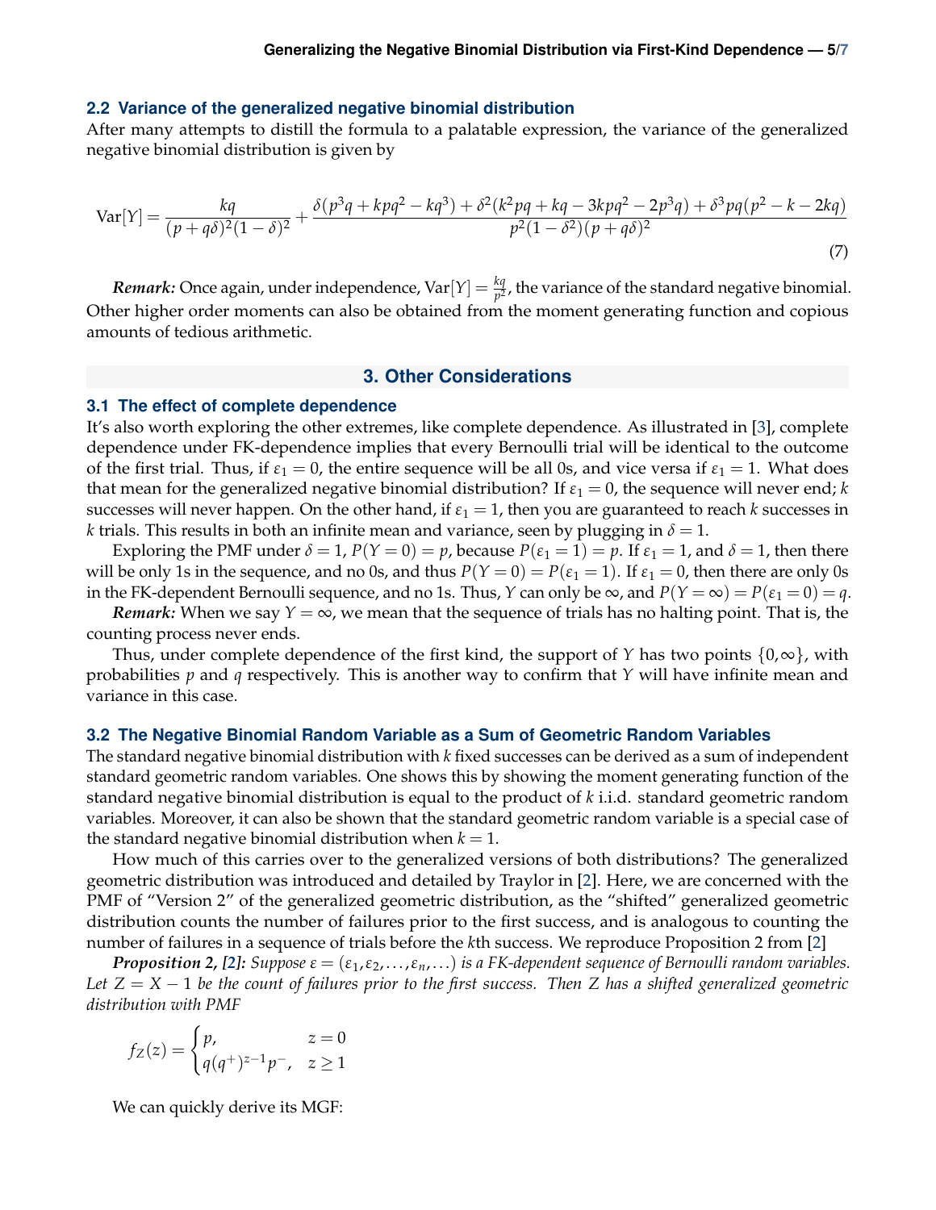### 2.2 Variance of the generalized negative binomial distribution

After many attempts to distill the formula to a palatable expression, the variance of the generalized negative binomial distribution is given by

$$\text{Var}[Y] = \frac{kq}{(p+q\delta)^2(1-\delta)^2} + \frac{\delta(p^3q + kpq^2 - kq^3) + \delta^2(k^2pq + kq - 3kpq^2 - 2p^3q) + \delta^3 pq(p^2 - k - 2kq)}{p^2(1-\delta^2)(p+q\delta)^2} \tag{7}$$

***Remark:*** Once again, under independence, $\text{Var}[Y] = \frac{kq}{p^2}$, the variance of the standard negative binomial. Other higher order moments can also be obtained from the moment generating function and copious amounts of tedious arithmetic.

## 3. Other Considerations

### 3.1 The effect of complete dependence

It's also worth exploring the other extremes, like complete dependence. As illustrated in [3], complete dependence under FK-dependence implies that every Bernoulli trial will be identical to the outcome of the first trial. Thus, if $\varepsilon_1 = 0$, the entire sequence will be all 0s, and vice versa if $\varepsilon_1 = 1$. What does that mean for the generalized negative binomial distribution? If $\varepsilon_1 = 0$, the sequence will never end; $k$ successes will never happen. On the other hand, if $\varepsilon_1 = 1$, then you are guaranteed to reach $k$ successes in $k$ trials. This results in both an infinite mean and variance, seen by plugging in $\delta = 1$.

Exploring the PMF under $\delta = 1$, $P(Y = 0) = p$, because $P(\varepsilon_1 = 1) = p$. If $\varepsilon_1 = 1$, and $\delta = 1$, then there will be only 1s in the sequence, and no 0s, and thus $P(Y = 0) = P(\varepsilon_1 = 1)$. If $\varepsilon_1 = 0$, then there are only 0s in the FK-dependent Bernoulli sequence, and no 1s. Thus, $Y$ can only be $\infty$, and $P(Y = \infty) = P(\varepsilon_1 = 0) = q$.

***Remark:*** When we say $Y = \infty$, we mean that the sequence of trials has no halting point. That is, the counting process never ends.

Thus, under complete dependence of the first kind, the support of $Y$ has two points $\{0, \infty\}$, with probabilities $p$ and $q$ respectively. This is another way to confirm that $Y$ will have infinite mean and variance in this case.

### 3.2 The Negative Binomial Random Variable as a Sum of Geometric Random Variables

The standard negative binomial distribution with $k$ fixed successes can be derived as a sum of independent standard geometric random variables. One shows this by showing the moment generating function of the standard negative binomial distribution is equal to the product of $k$ i.i.d. standard geometric random variables. Moreover, it can also be shown that the standard geometric random variable is a special case of the standard negative binomial distribution when $k = 1$.

How much of this carries over to the generalized versions of both distributions? The generalized geometric distribution was introduced and detailed by Traylor in [2]. Here, we are concerned with the PMF of "Version 2" of the generalized geometric distribution, as the "shifted" generalized geometric distribution counts the number of failures prior to the first success, and is analogous to counting the number of failures in a sequence of trials before the $k$th success. We reproduce Proposition 2 from [2]

***Proposition 2, [2]:*** *Suppose $\varepsilon = (\varepsilon_1, \varepsilon_2, \ldots, \varepsilon_n, \ldots)$ is a FK-dependent sequence of Bernoulli random variables. Let $Z = X - 1$ be the count of failures prior to the first success. Then $Z$ has a shifted generalized geometric distribution with PMF*

$$f_Z(z) = \begin{cases} p, & z = 0 \\ q(q^+)^{z-1}p^-, & z \geq 1 \end{cases}$$

We can quickly derive its MGF: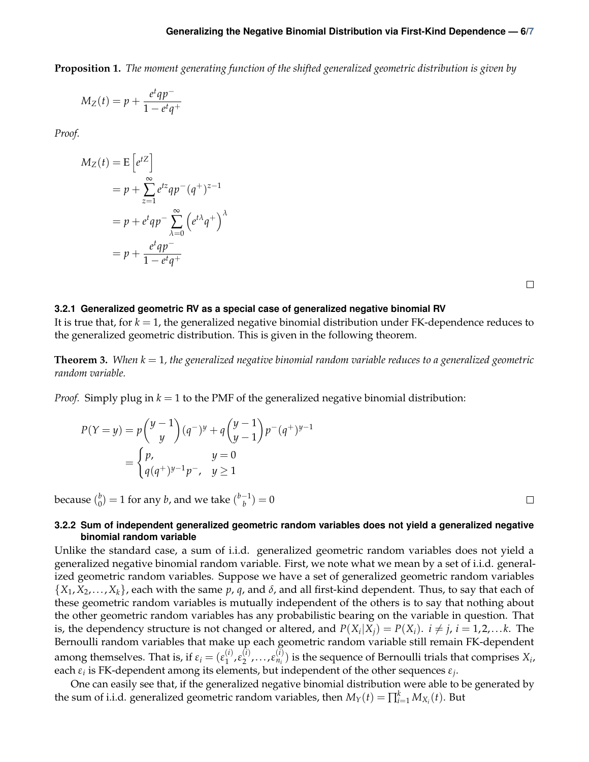**Proposition 1.** *The moment generating function of the shifted generalized geometric distribution is given by*

$$M_Z(t) = p + \frac{e^t q p^-}{1 - e^t q^+}$$

*Proof.*

$$\begin{aligned}
M_Z(t) &= \mathrm{E}\left[e^{tZ}\right] \\
&= p + \sum_{z=1}^{\infty} e^{tz} q p^- (q^+)^{z-1} \\
&= p + e^t q p^- \sum_{\lambda=0}^{\infty} \left(e^{t\lambda} q^+\right)^{\lambda} \\
&= p + \frac{e^t q p^-}{1 - e^t q^+}
\end{aligned}$$

□

### 3.2.1 Generalized geometric RV as a special case of generalized negative binomial RV

It is true that, for $k = 1$, the generalized negative binomial distribution under FK-dependence reduces to the generalized geometric distribution. This is given in the following theorem.

**Theorem 3.** *When $k = 1$, the generalized negative binomial random variable reduces to a generalized geometric random variable.*

*Proof.* Simply plug in $k = 1$ to the PMF of the generalized negative binomial distribution:

$$\begin{aligned}
P(Y = y) &= p\binom{y-1}{y}(q^-)^y + q\binom{y-1}{y-1} p^- (q^+)^{y-1} \\
&= \begin{cases} p, & y = 0 \\ q(q^+)^{y-1} p^-, & y \geq 1 \end{cases}
\end{aligned}$$

because $\binom{b}{0} = 1$ for any $b$, and we take $\binom{b-1}{b} = 0$ □

### 3.2.2 Sum of independent generalized geometric random variables does not yield a generalized negative binomial random variable

Unlike the standard case, a sum of i.i.d. generalized geometric random variables does not yield a generalized negative binomial random variable. First, we note what we mean by a set of i.i.d. generalized geometric random variables. Suppose we have a set of generalized geometric random variables $\{X_1, X_2, \ldots, X_k\}$, each with the same $p$, $q$, and $\delta$, and all first-kind dependent. Thus, to say that each of these geometric random variables is mutually independent of the others is to say that nothing about the other geometric random variables has any probabilistic bearing on the variable in question. That is, the dependency structure is not changed or altered, and $P(X_i|X_j) = P(X_i)$. $i \neq j$, $i = 1, 2, \ldots k$. The Bernoulli random variables that make up each geometric random variable still remain FK-dependent among themselves. That is, if $\varepsilon_i = (\varepsilon_1^{(i)}, \varepsilon_2^{(i)}, \ldots, \varepsilon_{n_i}^{(i)})$ is the sequence of Bernoulli trials that comprises $X_i$, each $\varepsilon_i$ is FK-dependent among its elements, but independent of the other sequences $\varepsilon_j$.

One can easily see that, if the generalized negative binomial distribution were able to be generated by the sum of i.i.d. generalized geometric random variables, then $M_Y(t) = \prod_{i=1}^{k} M_{X_i}(t)$. But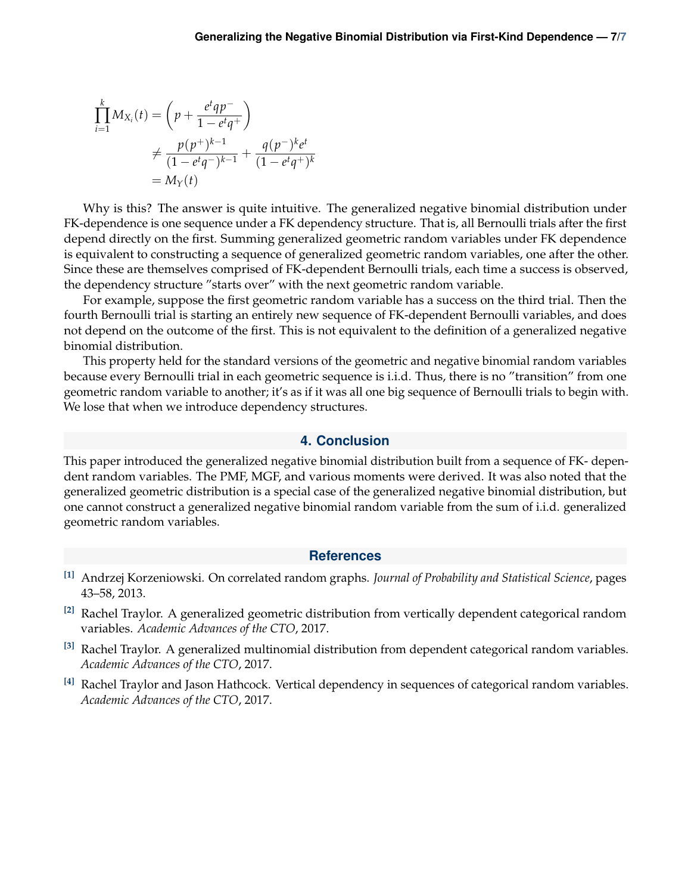$$
\begin{aligned}
\prod_{i=1}^{k} M_{X_i}(t) &= \left( p + \frac{e^t q p^-}{1 - e^t q^+} \right) \\
&\neq \frac{p(p^+)^{k-1}}{(1 - e^t q^-)^{k-1}} + \frac{q(p^-)^k e^t}{(1 - e^t q^+)^k} \\
&= M_Y(t)
\end{aligned}
$$

Why is this? The answer is quite intuitive. The generalized negative binomial distribution under FK-dependence is one sequence under a FK dependency structure. That is, all Bernoulli trials after the first depend directly on the first. Summing generalized geometric random variables under FK dependence is equivalent to constructing a sequence of generalized geometric random variables, one after the other. Since these are themselves comprised of FK-dependent Bernoulli trials, each time a success is observed, the dependency structure "starts over" with the next geometric random variable.

For example, suppose the first geometric random variable has a success on the third trial. Then the fourth Bernoulli trial is starting an entirely new sequence of FK-dependent Bernoulli variables, and does not depend on the outcome of the first. This is not equivalent to the definition of a generalized negative binomial distribution.

This property held for the standard versions of the geometric and negative binomial random variables because every Bernoulli trial in each geometric sequence is i.i.d. Thus, there is no "transition" from one geometric random variable to another; it's as if it was all one big sequence of Bernoulli trials to begin with. We lose that when we introduce dependency structures.

## 4. Conclusion

This paper introduced the generalized negative binomial distribution built from a sequence of FK- dependent random variables. The PMF, MGF, and various moments were derived. It was also noted that the generalized geometric distribution is a special case of the generalized negative binomial distribution, but one cannot construct a generalized negative binomial random variable from the sum of i.i.d. generalized geometric random variables.

## References

[1] Andrzej Korzeniowski. On correlated random graphs. *Journal of Probability and Statistical Science*, pages 43–58, 2013.

[2] Rachel Traylor. A generalized geometric distribution from vertically dependent categorical random variables. *Academic Advances of the CTO*, 2017.

[3] Rachel Traylor. A generalized multinomial distribution from dependent categorical random variables. *Academic Advances of the CTO*, 2017.

[4] Rachel Traylor and Jason Hathcock. Vertical dependency in sequences of categorical random variables. *Academic Advances of the CTO*, 2017.